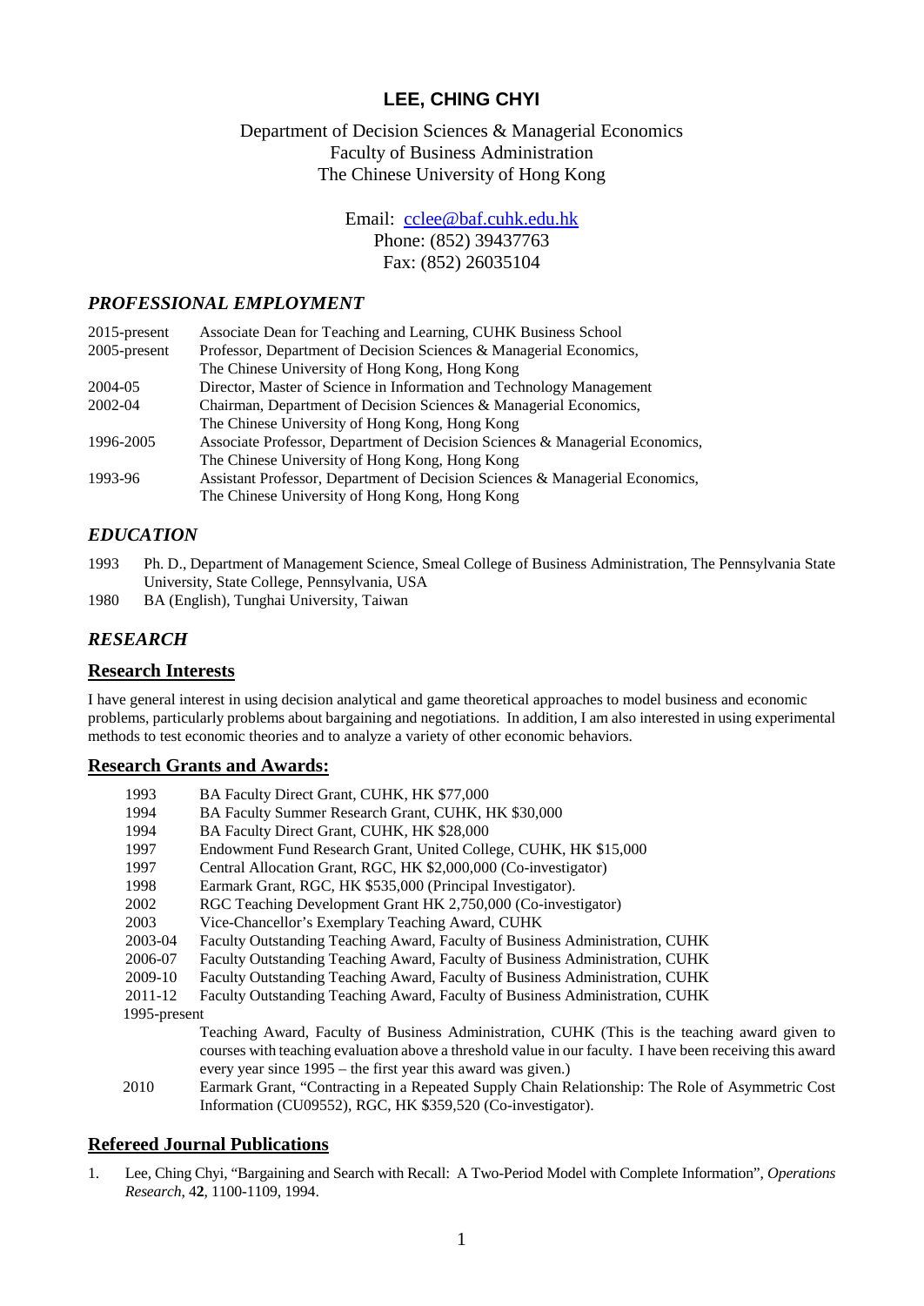# LEE, CHING CHYI

Department of Decision Sciences & Managerial Economics
Faculty of Business Administration
The Chinese University of Hong Kong

Email: cclee@baf.cuhk.edu.hk
Phone: (852) 39437763
Fax: (852) 26035104

## *PROFESSIONAL EMPLOYMENT*

| | |
|---|---|
| 2015-present | Associate Dean for Teaching and Learning, CUHK Business School |
| 2005-present | Professor, Department of Decision Sciences & Managerial Economics, The Chinese University of Hong Kong, Hong Kong |
| 2004-05 | Director, Master of Science in Information and Technology Management |
| 2002-04 | Chairman, Department of Decision Sciences & Managerial Economics, The Chinese University of Hong Kong, Hong Kong |
| 1996-2005 | Associate Professor, Department of Decision Sciences & Managerial Economics, The Chinese University of Hong Kong, Hong Kong |
| 1993-96 | Assistant Professor, Department of Decision Sciences & Managerial Economics, The Chinese University of Hong Kong, Hong Kong |

## *EDUCATION*

1993 Ph. D., Department of Management Science, Smeal College of Business Administration, The Pennsylvania State University, State College, Pennsylvania, USA

1980 BA (English), Tunghai University, Taiwan

## *RESEARCH*

### Research Interests

I have general interest in using decision analytical and game theoretical approaches to model business and economic problems, particularly problems about bargaining and negotiations. In addition, I am also interested in using experimental methods to test economic theories and to analyze a variety of other economic behaviors.

### Research Grants and Awards:

| | |
|---|---|
| 1993 | BA Faculty Direct Grant, CUHK, HK $77,000 |
| 1994 | BA Faculty Summer Research Grant, CUHK, HK $30,000 |
| 1994 | BA Faculty Direct Grant, CUHK, HK $28,000 |
| 1997 | Endowment Fund Research Grant, United College, CUHK, HK $15,000 |
| 1997 | Central Allocation Grant, RGC, HK $2,000,000 (Co-investigator) |
| 1998 | Earmark Grant, RGC, HK $535,000 (Principal Investigator). |
| 2002 | RGC Teaching Development Grant HK 2,750,000 (Co-investigator) |
| 2003 | Vice-Chancellor's Exemplary Teaching Award, CUHK |
| 2003-04 | Faculty Outstanding Teaching Award, Faculty of Business Administration, CUHK |
| 2006-07 | Faculty Outstanding Teaching Award, Faculty of Business Administration, CUHK |
| 2009-10 | Faculty Outstanding Teaching Award, Faculty of Business Administration, CUHK |
| 2011-12 | Faculty Outstanding Teaching Award, Faculty of Business Administration, CUHK |
| 1995-present | Teaching Award, Faculty of Business Administration, CUHK (This is the teaching award given to courses with teaching evaluation above a threshold value in our faculty. I have been receiving this award every year since 1995 – the first year this award was given.) |
| 2010 | Earmark Grant, "Contracting in a Repeated Supply Chain Relationship: The Role of Asymmetric Cost Information (CU09552), RGC, HK $359,520 (Co-investigator). |

### Refereed Journal Publications

1. Lee, Ching Chyi, "Bargaining and Search with Recall: A Two-Period Model with Complete Information", *Operations Research*, 4**2**, 1100-1109, 1994.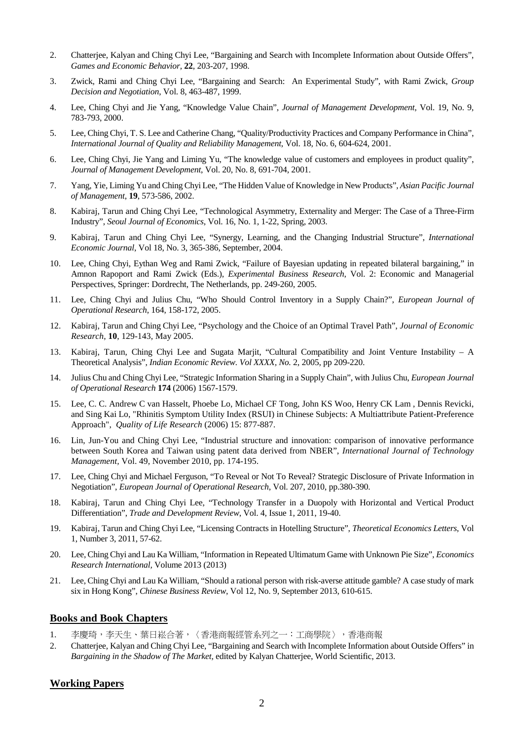2. Chatterjee, Kalyan and Ching Chyi Lee, "Bargaining and Search with Incomplete Information about Outside Offers", *Games and Economic Behavior*, **22**, 203-207, 1998.
3. Zwick, Rami and Ching Chyi Lee, "Bargaining and Search: An Experimental Study", with Rami Zwick, *Group Decision and Negotiation*, Vol. 8, 463-487, 1999.
4. Lee, Ching Chyi and Jie Yang, "Knowledge Value Chain", *Journal of Management Development*, Vol. 19, No. 9, 783-793, 2000.
5. Lee, Ching Chyi, T. S. Lee and Catherine Chang, "Quality/Productivity Practices and Company Performance in China", *International Journal of Quality and Reliability Management*, Vol. 18, No. 6, 604-624, 2001.
6. Lee, Ching Chyi, Jie Yang and Liming Yu, "The knowledge value of customers and employees in product quality", *Journal of Management Development*, Vol. 20, No. 8, 691-704, 2001.
7. Yang, Yie, Liming Yu and Ching Chyi Lee, "The Hidden Value of Knowledge in New Products", *Asian Pacific Journal of Management*, **19**, 573-586, 2002.
8. Kabiraj, Tarun and Ching Chyi Lee, "Technological Asymmetry, Externality and Merger: The Case of a Three-Firm Industry", *Seoul Journal of Economics*, Vol. 16, No. 1, 1-22, Spring, 2003.
9. Kabiraj, Tarun and Ching Chyi Lee, "Synergy, Learning, and the Changing Industrial Structure", *International Economic Journal*, Vol 18, No. 3, 365-386, September, 2004.
10. Lee, Ching Chyi, Eythan Weg and Rami Zwick, "Failure of Bayesian updating in repeated bilateral bargaining," in Amnon Rapoport and Rami Zwick (Eds.), *Experimental Business Research,* Vol. 2: Economic and Managerial Perspectives, Springer: Dordrecht, The Netherlands, pp. 249-260, 2005.
11. Lee, Ching Chyi and Julius Chu, "Who Should Control Inventory in a Supply Chain?", *European Journal of Operational Research*, 164, 158-172, 2005.
12. Kabiraj, Tarun and Ching Chyi Lee, "Psychology and the Choice of an Optimal Travel Path", *Journal of Economic Research*, **10**, 129-143, May 2005.
13. Kabiraj, Tarun, Ching Chyi Lee and Sugata Marjit, "Cultural Compatibility and Joint Venture Instability – A Theoretical Analysis", *Indian Economic Review. Vol XXXX, No.* 2, 2005, pp 209-220.
14. Julius Chu and Ching Chyi Lee, "Strategic Information Sharing in a Supply Chain", with Julius Chu, *European Journal of Operational Research* **174** (2006) 1567-1579.
15. Lee, C. C. Andrew C van Hasselt, Phoebe Lo, Michael CF Tong, John KS Woo, Henry CK Lam , Dennis Revicki, and Sing Kai Lo, "Rhinitis Symptom Utility Index (RSUI) in Chinese Subjects: A Multiattribute Patient-Preference Approach", *Quality of Life Research* (2006) 15: 877-887.
16. Lin, Jun-You and Ching Chyi Lee, "Industrial structure and innovation: comparison of innovative performance between South Korea and Taiwan using patent data derived from NBER", *International Journal of Technology Management,* Vol. 49, November 2010, pp. 174-195.
17. Lee, Ching Chyi and Michael Ferguson, "To Reveal or Not To Reveal? Strategic Disclosure of Private Information in Negotiation", *European Journal of Operational Research*, Vol. 207, 2010, pp.380-390.
18. Kabiraj, Tarun and Ching Chyi Lee, "Technology Transfer in a Duopoly with Horizontal and Vertical Product Differentiation", *Trade and Development Review*, Vol. 4, Issue 1, 2011, 19-40.
19. Kabiraj, Tarun and Ching Chyi Lee, "Licensing Contracts in Hotelling Structure", *Theoretical Economics Letters*, Vol 1, Number 3, 2011, 57-62.
20. Lee, Ching Chyi and Lau Ka William, "Information in Repeated Ultimatum Game with Unknown Pie Size", *Economics Research International*, Volume 2013 (2013)
21. Lee, Ching Chyi and Lau Ka William, "Should a rational person with risk-averse attitude gamble? A case study of mark six in Hong Kong", *Chinese Business Review*, Vol 12, No. 9, September 2013, 610-615.

## Books and Book Chapters

1. 李慶琦，李天生、葉日崧合著，〈香港商報經管系列之一：工商學院〉，香港商報
2. Chatterjee, Kalyan and Ching Chyi Lee, "Bargaining and Search with Incomplete Information about Outside Offers" in *Bargaining in the Shadow of The Market,* edited by Kalyan Chatterjee, World Scientific, 2013.

## Working Papers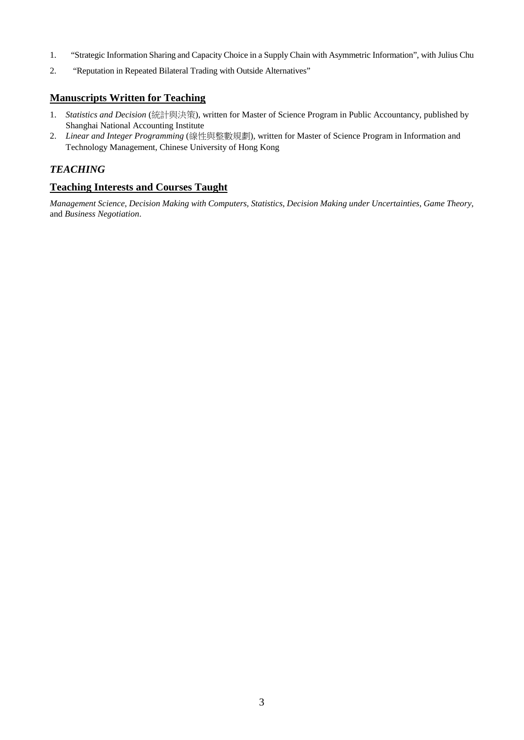1. "Strategic Information Sharing and Capacity Choice in a Supply Chain with Asymmetric Information", with Julius Chu
2. "Reputation in Repeated Bilateral Trading with Outside Alternatives"

## Manuscripts Written for Teaching

1. *Statistics and Decision* (統計與決策), written for Master of Science Program in Public Accountancy, published by Shanghai National Accounting Institute
2. *Linear and Integer Programming* (線性與整數規劃), written for Master of Science Program in Information and Technology Management, Chinese University of Hong Kong

# *TEACHING*

## Teaching Interests and Courses Taught

*Management Science*, *Decision Making with Computers*, *Statistics*, *Decision Making under Uncertainties*, *Game Theory*, and *Business Negotiation*.